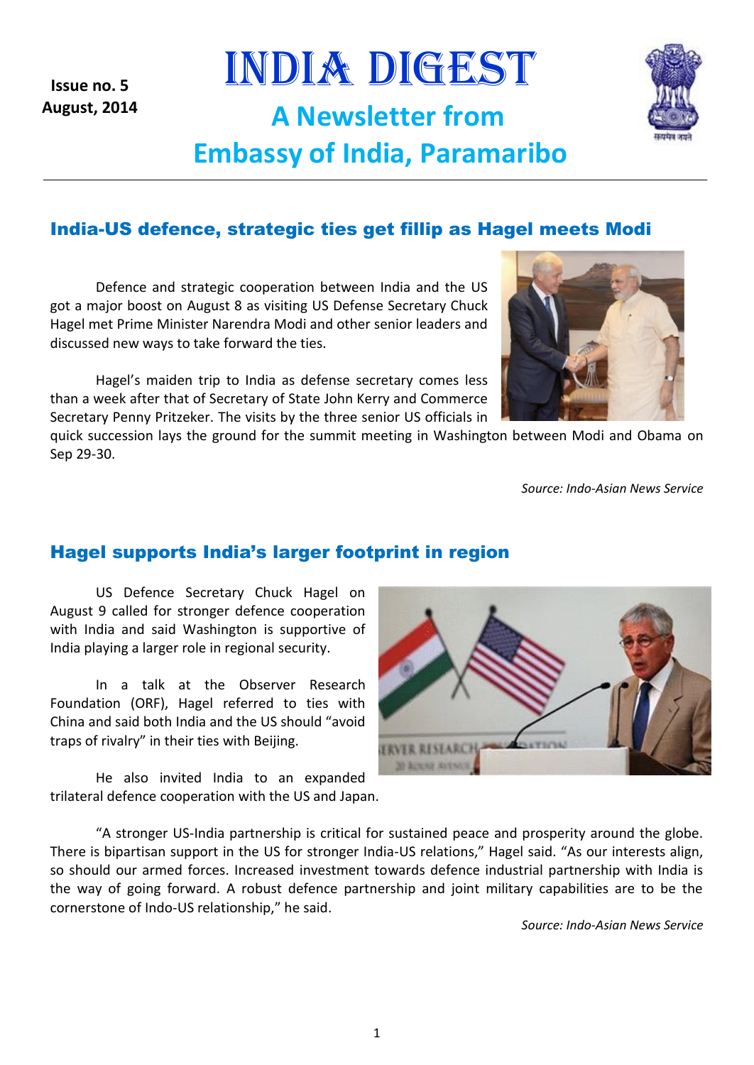Issue no. 5
August, 2014

# INDIA DIGEST

## A Newsletter from Embassy of India, Paramaribo

---

## India-US defence, strategic ties get fillip as Hagel meets Modi

Defence and strategic cooperation between India and the US got a major boost on August 8 as visiting US Defense Secretary Chuck Hagel met Prime Minister Narendra Modi and other senior leaders and discussed new ways to take forward the ties.

Hagel's maiden trip to India as defense secretary comes less than a week after that of Secretary of State John Kerry and Commerce Secretary Penny Pritzeker. The visits by the three senior US officials in quick succession lays the ground for the summit meeting in Washington between Modi and Obama on Sep 29-30.

*Source: Indo-Asian News Service*

## Hagel supports India's larger footprint in region

US Defence Secretary Chuck Hagel on August 9 called for stronger defence cooperation with India and said Washington is supportive of India playing a larger role in regional security.

In a talk at the Observer Research Foundation (ORF), Hagel referred to ties with China and said both India and the US should "avoid traps of rivalry" in their ties with Beijing.

He also invited India to an expanded trilateral defence cooperation with the US and Japan.

"A stronger US-India partnership is critical for sustained peace and prosperity around the globe. There is bipartisan support in the US for stronger India-US relations," Hagel said. "As our interests align, so should our armed forces. Increased investment towards defence industrial partnership with India is the way of going forward. A robust defence partnership and joint military capabilities are to be the cornerstone of Indo-US relationship," he said.

*Source: Indo-Asian News Service*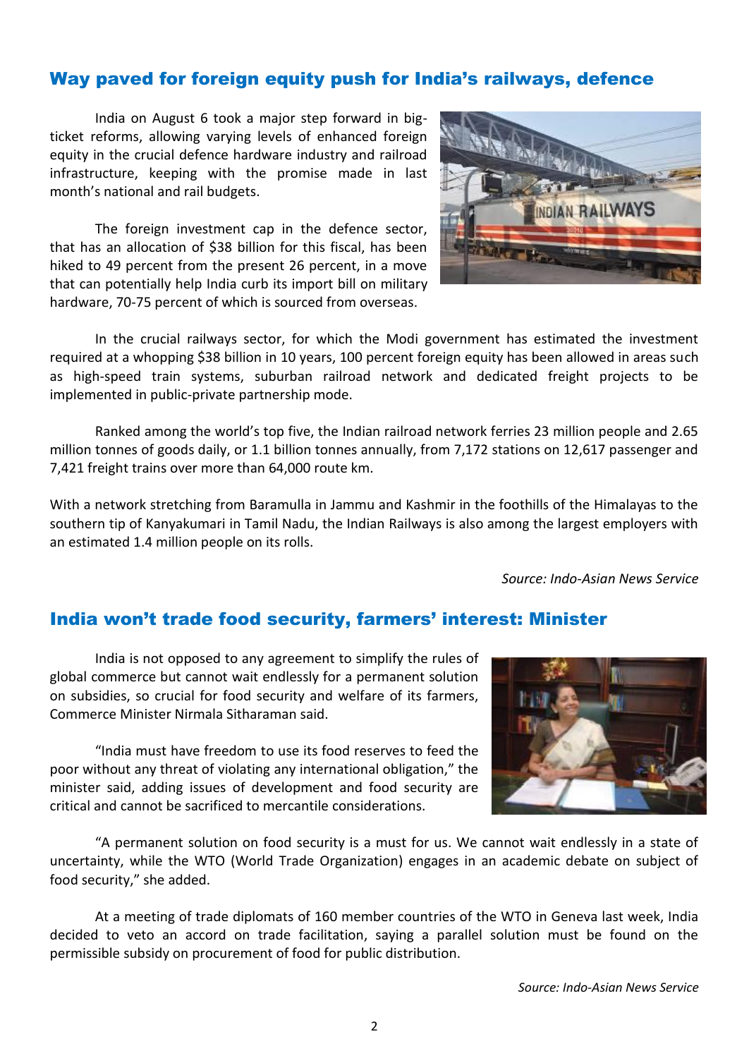## Way paved for foreign equity push for India's railways, defence

India on August 6 took a major step forward in big-ticket reforms, allowing varying levels of enhanced foreign equity in the crucial defence hardware industry and railroad infrastructure, keeping with the promise made in last month's national and rail budgets.

The foreign investment cap in the defence sector, that has an allocation of $38 billion for this fiscal, has been hiked to 49 percent from the present 26 percent, in a move that can potentially help India curb its import bill on military hardware, 70-75 percent of which is sourced from overseas.

In the crucial railways sector, for which the Modi government has estimated the investment required at a whopping $38 billion in 10 years, 100 percent foreign equity has been allowed in areas such as high-speed train systems, suburban railroad network and dedicated freight projects to be implemented in public-private partnership mode.

Ranked among the world's top five, the Indian railroad network ferries 23 million people and 2.65 million tonnes of goods daily, or 1.1 billion tonnes annually, from 7,172 stations on 12,617 passenger and 7,421 freight trains over more than 64,000 route km.

With a network stretching from Baramulla in Jammu and Kashmir in the foothills of the Himalayas to the southern tip of Kanyakumari in Tamil Nadu, the Indian Railways is also among the largest employers with an estimated 1.4 million people on its rolls.

*Source: Indo-Asian News Service*

## India won't trade food security, farmers' interest: Minister

India is not opposed to any agreement to simplify the rules of global commerce but cannot wait endlessly for a permanent solution on subsidies, so crucial for food security and welfare of its farmers, Commerce Minister Nirmala Sitharaman said.

"India must have freedom to use its food reserves to feed the poor without any threat of violating any international obligation," the minister said, adding issues of development and food security are critical and cannot be sacrificed to mercantile considerations.

"A permanent solution on food security is a must for us. We cannot wait endlessly in a state of uncertainty, while the WTO (World Trade Organization) engages in an academic debate on subject of food security," she added.

At a meeting of trade diplomats of 160 member countries of the WTO in Geneva last week, India decided to veto an accord on trade facilitation, saying a parallel solution must be found on the permissible subsidy on procurement of food for public distribution.

*Source: Indo-Asian News Service*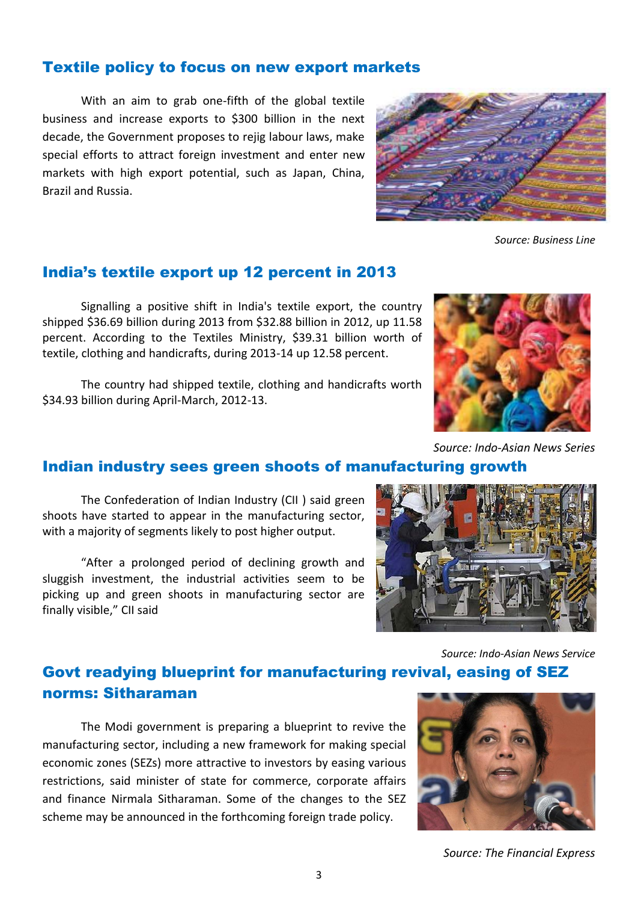## Textile policy to focus on new export markets

With an aim to grab one-fifth of the global textile business and increase exports to $300 billion in the next decade, the Government proposes to rejig labour laws, make special efforts to attract foreign investment and enter new markets with high export potential, such as Japan, China, Brazil and Russia.

*Source: Business Line*

## India's textile export up 12 percent in 2013

Signalling a positive shift in India's textile export, the country shipped $36.69 billion during 2013 from $32.88 billion in 2012, up 11.58 percent. According to the Textiles Ministry, $39.31 billion worth of textile, clothing and handicrafts, during 2013-14 up 12.58 percent.

The country had shipped textile, clothing and handicrafts worth $34.93 billion during April-March, 2012-13.

*Source: Indo-Asian News Series*

## Indian industry sees green shoots of manufacturing growth

The Confederation of Indian Industry (CII ) said green shoots have started to appear in the manufacturing sector, with a majority of segments likely to post higher output.

"After a prolonged period of declining growth and sluggish investment, the industrial activities seem to be picking up and green shoots in manufacturing sector are finally visible," CII said

*Source: Indo-Asian News Service*

## Govt readying blueprint for manufacturing revival, easing of SEZ norms: Sitharaman

The Modi government is preparing a blueprint to revive the manufacturing sector, including a new framework for making special economic zones (SEZs) more attractive to investors by easing various restrictions, said minister of state for commerce, corporate affairs and finance Nirmala Sitharaman. Some of the changes to the SEZ scheme may be announced in the forthcoming foreign trade policy.

*Source: The Financial Express*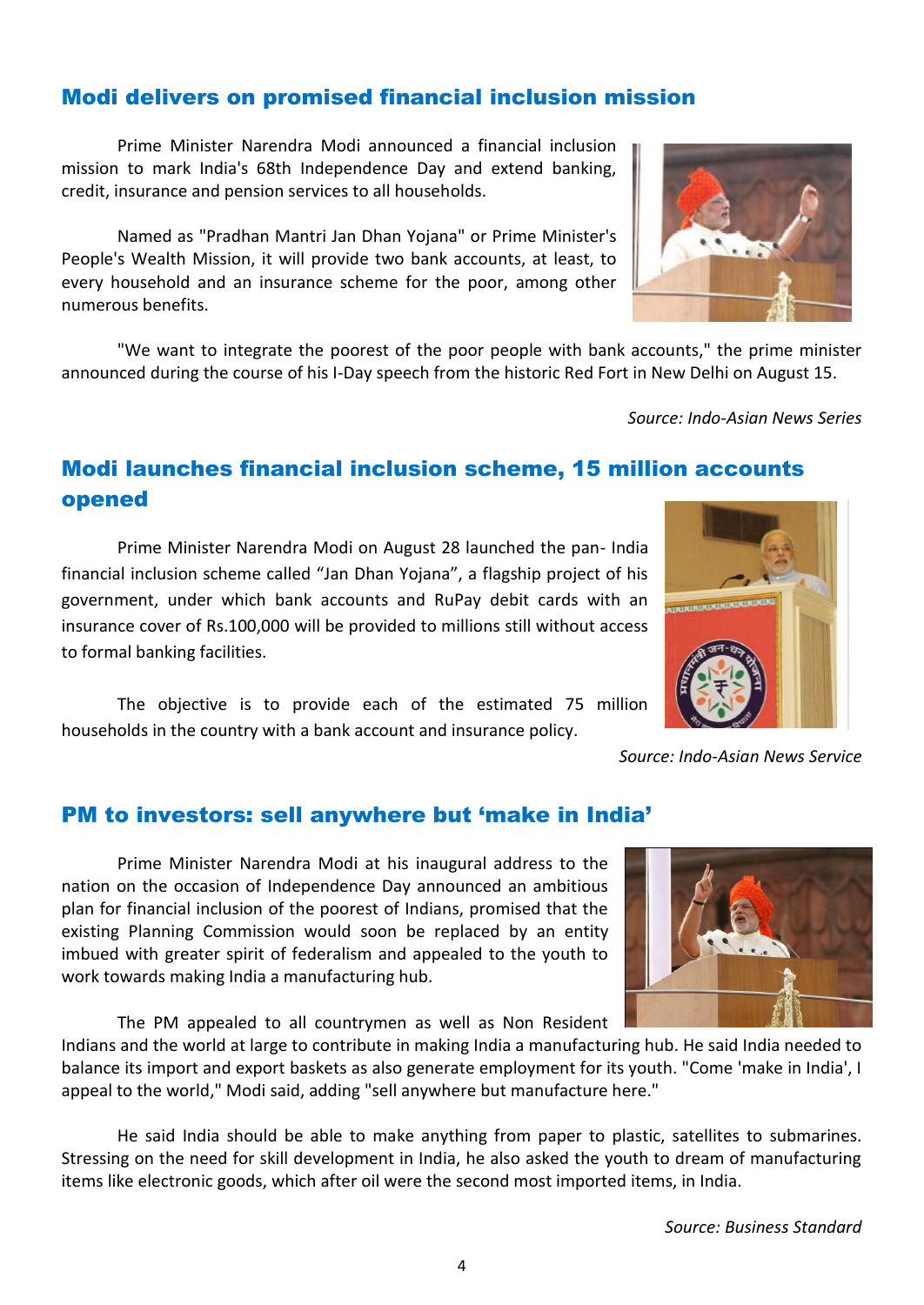## Modi delivers on promised financial inclusion mission

Prime Minister Narendra Modi announced a financial inclusion mission to mark India's 68th Independence Day and extend banking, credit, insurance and pension services to all households.

Named as "Pradhan Mantri Jan Dhan Yojana" or Prime Minister's People's Wealth Mission, it will provide two bank accounts, at least, to every household and an insurance scheme for the poor, among other numerous benefits.

"We want to integrate the poorest of the poor people with bank accounts," the prime minister announced during the course of his I-Day speech from the historic Red Fort in New Delhi on August 15.

*Source: Indo-Asian News Series*

## Modi launches financial inclusion scheme, 15 million accounts opened

Prime Minister Narendra Modi on August 28 launched the pan- India financial inclusion scheme called "Jan Dhan Yojana", a flagship project of his government, under which bank accounts and RuPay debit cards with an insurance cover of Rs.100,000 will be provided to millions still without access to formal banking facilities.

The objective is to provide each of the estimated 75 million households in the country with a bank account and insurance policy.

*Source: Indo-Asian News Service*

## PM to investors: sell anywhere but 'make in India'

Prime Minister Narendra Modi at his inaugural address to the nation on the occasion of Independence Day announced an ambitious plan for financial inclusion of the poorest of Indians, promised that the existing Planning Commission would soon be replaced by an entity imbued with greater spirit of federalism and appealed to the youth to work towards making India a manufacturing hub.

The PM appealed to all countrymen as well as Non Resident Indians and the world at large to contribute in making India a manufacturing hub. He said India needed to balance its import and export baskets as also generate employment for its youth. "Come 'make in India', I appeal to the world," Modi said, adding "sell anywhere but manufacture here."

He said India should be able to make anything from paper to plastic, satellites to submarines. Stressing on the need for skill development in India, he also asked the youth to dream of manufacturing items like electronic goods, which after oil were the second most imported items, in India.

*Source: Business Standard*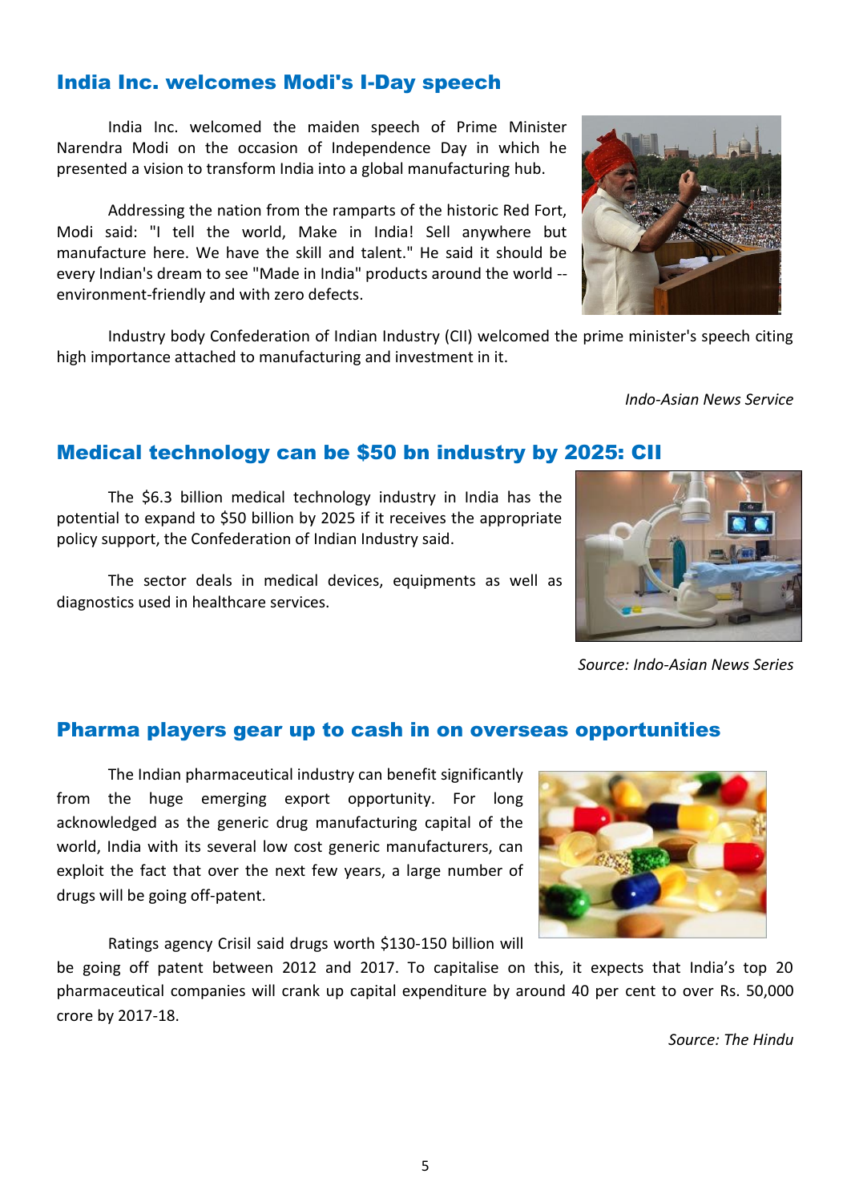## India Inc. welcomes Modi's I-Day speech

India Inc. welcomed the maiden speech of Prime Minister Narendra Modi on the occasion of Independence Day in which he presented a vision to transform India into a global manufacturing hub.

Addressing the nation from the ramparts of the historic Red Fort, Modi said: "I tell the world, Make in India! Sell anywhere but manufacture here. We have the skill and talent." He said it should be every Indian's dream to see "Made in India" products around the world -- environment-friendly and with zero defects.

Industry body Confederation of Indian Industry (CII) welcomed the prime minister's speech citing high importance attached to manufacturing and investment in it.

*Indo-Asian News Service*

## Medical technology can be $50 bn industry by 2025: CII

The $6.3 billion medical technology industry in India has the potential to expand to $50 billion by 2025 if it receives the appropriate policy support, the Confederation of Indian Industry said.

The sector deals in medical devices, equipments as well as diagnostics used in healthcare services.

*Source: Indo-Asian News Series*

## Pharma players gear up to cash in on overseas opportunities

The Indian pharmaceutical industry can benefit significantly from the huge emerging export opportunity. For long acknowledged as the generic drug manufacturing capital of the world, India with its several low cost generic manufacturers, can exploit the fact that over the next few years, a large number of drugs will be going off-patent.

Ratings agency Crisil said drugs worth $130-150 billion will be going off patent between 2012 and 2017. To capitalise on this, it expects that India's top 20 pharmaceutical companies will crank up capital expenditure by around 40 per cent to over Rs. 50,000 crore by 2017-18.

*Source: The Hindu*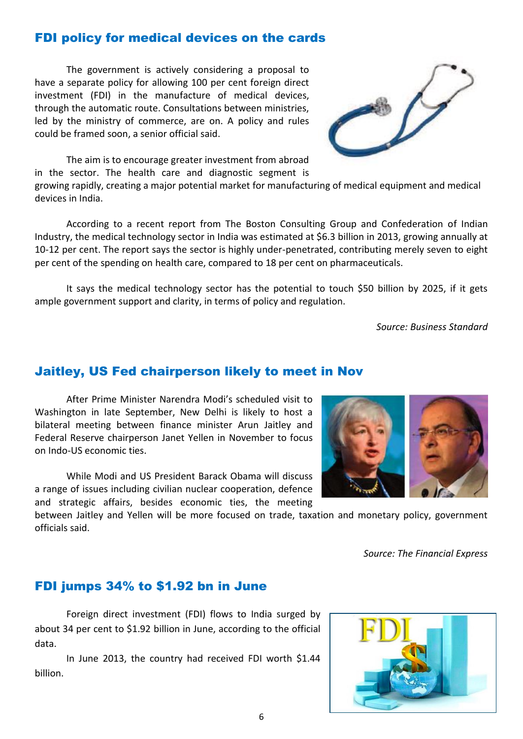## FDI policy for medical devices on the cards

The government is actively considering a proposal to have a separate policy for allowing 100 per cent foreign direct investment (FDI) in the manufacture of medical devices, through the automatic route. Consultations between ministries, led by the ministry of commerce, are on. A policy and rules could be framed soon, a senior official said.

The aim is to encourage greater investment from abroad in the sector. The health care and diagnostic segment is growing rapidly, creating a major potential market for manufacturing of medical equipment and medical devices in India.

According to a recent report from The Boston Consulting Group and Confederation of Indian Industry, the medical technology sector in India was estimated at $6.3 billion in 2013, growing annually at 10-12 per cent. The report says the sector is highly under-penetrated, contributing merely seven to eight per cent of the spending on health care, compared to 18 per cent on pharmaceuticals.

It says the medical technology sector has the potential to touch $50 billion by 2025, if it gets ample government support and clarity, in terms of policy and regulation.

*Source: Business Standard*

## Jaitley, US Fed chairperson likely to meet in Nov

After Prime Minister Narendra Modi's scheduled visit to Washington in late September, New Delhi is likely to host a bilateral meeting between finance minister Arun Jaitley and Federal Reserve chairperson Janet Yellen in November to focus on Indo-US economic ties.

While Modi and US President Barack Obama will discuss a range of issues including civilian nuclear cooperation, defence and strategic affairs, besides economic ties, the meeting between Jaitley and Yellen will be more focused on trade, taxation and monetary policy, government officials said.

*Source: The Financial Express*

## FDI jumps 34% to $1.92 bn in June

Foreign direct investment (FDI) flows to India surged by about 34 per cent to $1.92 billion in June, according to the official data.

In June 2013, the country had received FDI worth $1.44 billion.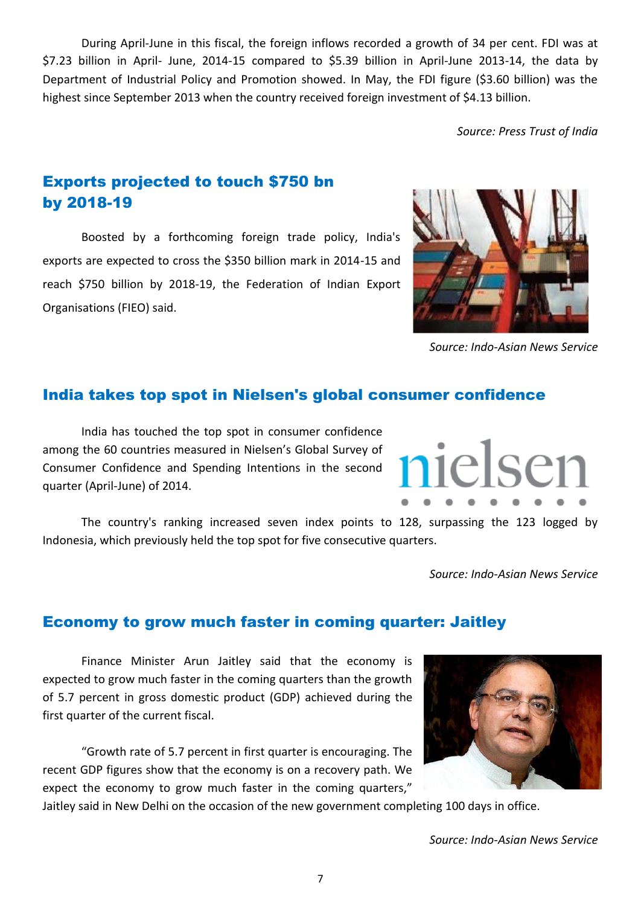During April-June in this fiscal, the foreign inflows recorded a growth of 34 per cent. FDI was at \$7.23 billion in April- June, 2014-15 compared to \$5.39 billion in April-June 2013-14, the data by Department of Industrial Policy and Promotion showed. In May, the FDI figure (\$3.60 billion) was the highest since September 2013 when the country received foreign investment of \$4.13 billion.

*Source: Press Trust of India*

## Exports projected to touch \$750 bn by 2018-19

Boosted by a forthcoming foreign trade policy, India's exports are expected to cross the \$350 billion mark in 2014-15 and reach \$750 billion by 2018-19, the Federation of Indian Export Organisations (FIEO) said.

*Source: Indo-Asian News Service*

## India takes top spot in Nielsen's global consumer confidence

India has touched the top spot in consumer confidence among the 60 countries measured in Nielsen's Global Survey of Consumer Confidence and Spending Intentions in the second quarter (April-June) of 2014.

The country's ranking increased seven index points to 128, surpassing the 123 logged by Indonesia, which previously held the top spot for five consecutive quarters.

*Source: Indo-Asian News Service*

## Economy to grow much faster in coming quarter: Jaitley

Finance Minister Arun Jaitley said that the economy is expected to grow much faster in the coming quarters than the growth of 5.7 percent in gross domestic product (GDP) achieved during the first quarter of the current fiscal.

"Growth rate of 5.7 percent in first quarter is encouraging. The recent GDP figures show that the economy is on a recovery path. We expect the economy to grow much faster in the coming quarters," Jaitley said in New Delhi on the occasion of the new government completing 100 days in office.

*Source: Indo-Asian News Service*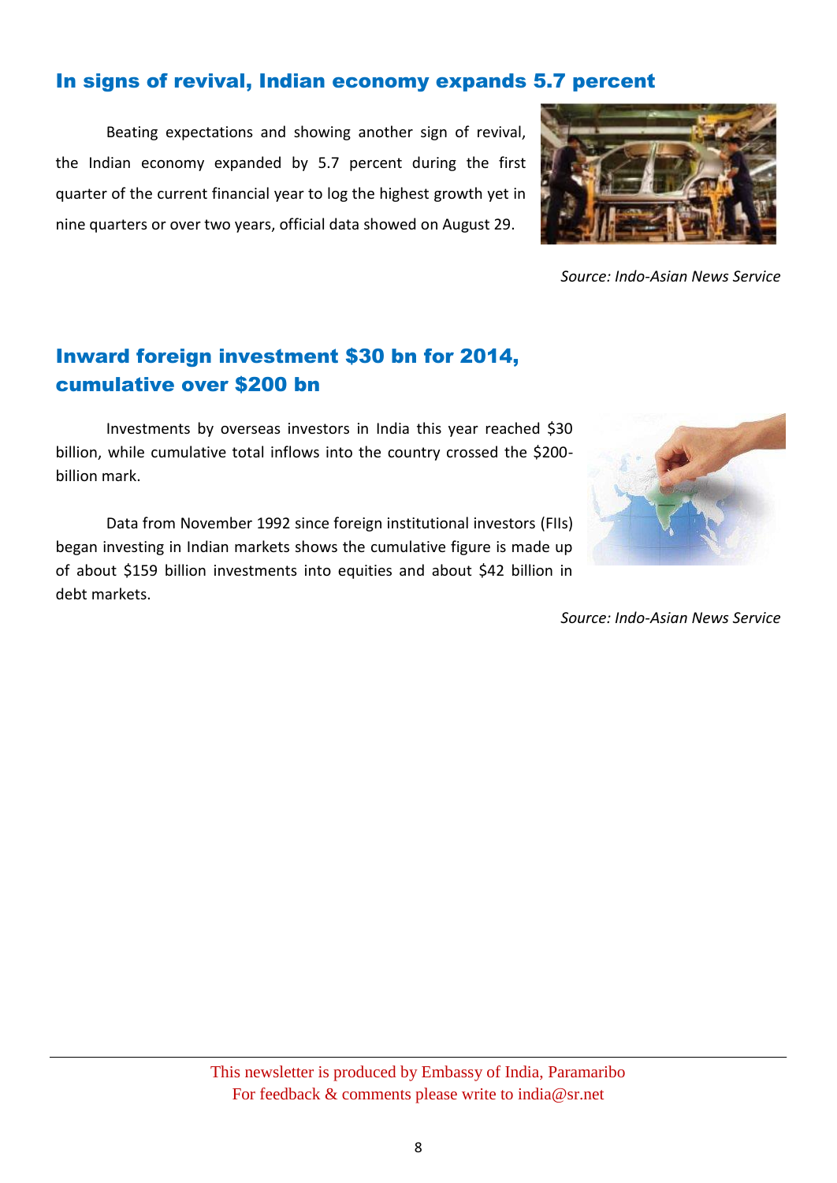## In signs of revival, Indian economy expands 5.7 percent

Beating expectations and showing another sign of revival, the Indian economy expanded by 5.7 percent during the first quarter of the current financial year to log the highest growth yet in nine quarters or over two years, official data showed on August 29.

*Source: Indo-Asian News Service*

## Inward foreign investment $30 bn for 2014, cumulative over $200 bn

Investments by overseas investors in India this year reached $30 billion, while cumulative total inflows into the country crossed the $200-billion mark.

Data from November 1992 since foreign institutional investors (FIIs) began investing in Indian markets shows the cumulative figure is made up of about $159 billion investments into equities and about $42 billion in debt markets.

*Source: Indo-Asian News Service*

This newsletter is produced by Embassy of India, Paramaribo
For feedback & comments please write to india@sr.net